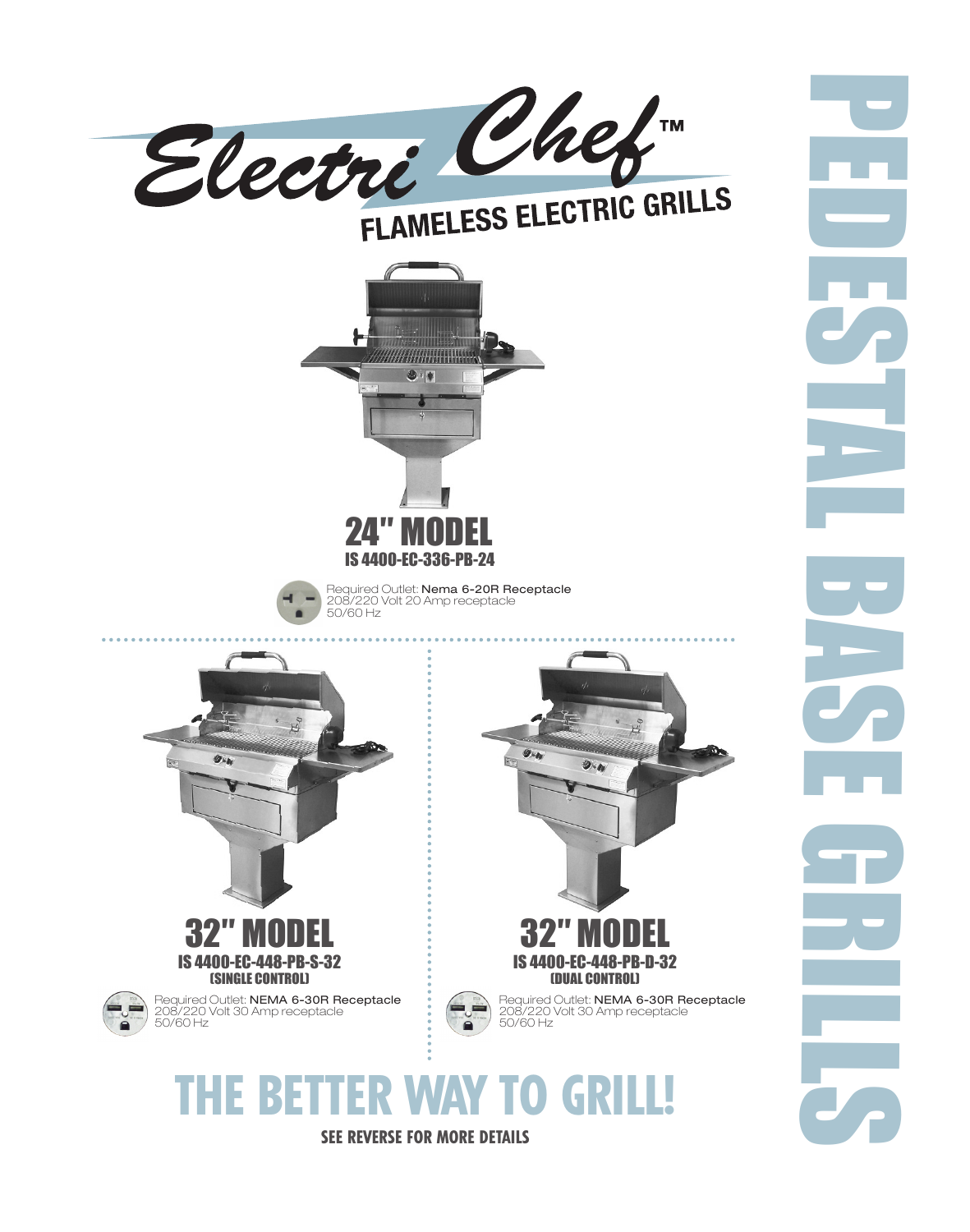# Electri Chef™

## FLAMELESS ELECTRIC GRILLS

# PEDESTAL BASE GRILLS

## 24" MODEL

**IS 4400-EC-336-PB-24**

Required Outlet: Nema 6-20R Receptacle
208/220 Volt 20 Amp receptacle
50/60 Hz

## 32" MODEL

**IS 4400-EC-448-PB-S-32**
**(SINGLE CONTROL)**

Required Outlet: NEMA 6-30R Receptacle
208/220 Volt 30 Amp receptacle
50/60 Hz

## 32" MODEL

**IS 4400-EC-448-PB-D-32**
**(DUAL CONTROL)**

Required Outlet: NEMA 6-30R Receptacle
208/220 Volt 30 Amp receptacle
50/60 Hz

# THE BETTER WAY TO GRILL!

**SEE REVERSE FOR MORE DETAILS**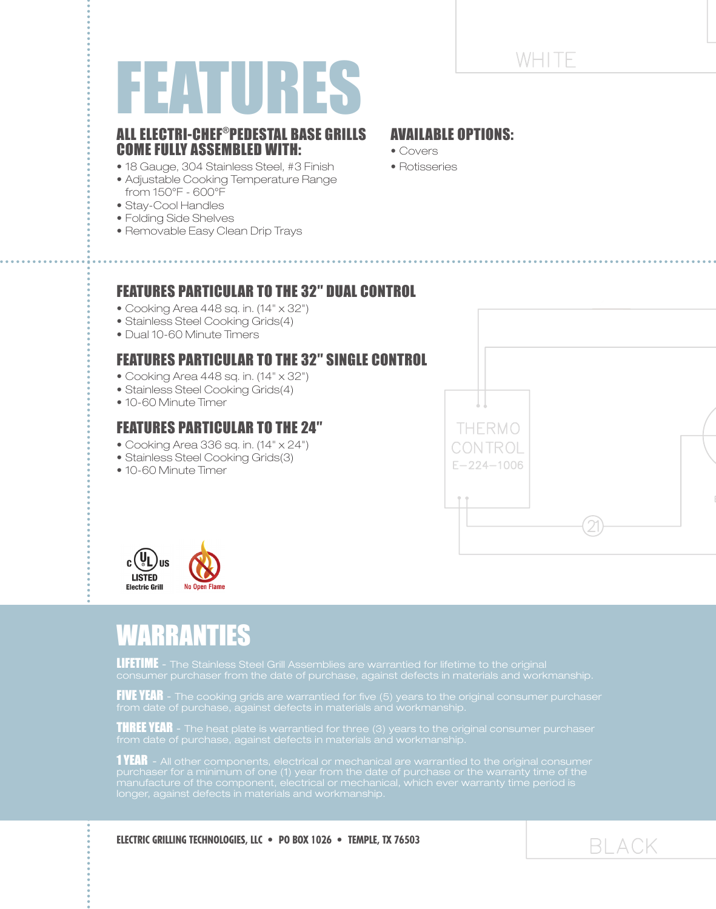# FEATURES

## ALL ELECTRI-CHEF® PEDESTAL BASE GRILLS COME FULLY ASSEMBLED WITH:

- 18 Gauge, 304 Stainless Steel, #3 Finish
- Adjustable Cooking Temperature Range from 150°F - 600°F
- Stay-Cool Handles
- Folding Side Shelves
- Removable Easy Clean Drip Trays

## AVAILABLE OPTIONS:

- Covers
- Rotisseries

## FEATURES PARTICULAR TO THE 32" DUAL CONTROL

- Cooking Area 448 sq. in. (14" x 32")
- Stainless Steel Cooking Grids(4)
- Dual 10-60 Minute Timers

## FEATURES PARTICULAR TO THE 32" SINGLE CONTROL

- Cooking Area 448 sq. in. (14" x 32")
- Stainless Steel Cooking Grids(4)
- 10-60 Minute Timer

## FEATURES PARTICULAR TO THE 24"

- Cooking Area 336 sq. in. (14" x 24")
- Stainless Steel Cooking Grids(3)
- 10-60 Minute Timer

c UL us LISTED Electric Grill

No Open Flame

# WARRANTIES

**LIFETIME** - The Stainless Steel Grill Assemblies are warrantied for lifetime to the original consumer purchaser from the date of purchase, against defects in materials and workmanship.

**FIVE YEAR** - The cooking grids are warrantied for five (5) years to the original consumer purchaser from date of purchase, against defects in materials and workmanship.

**THREE YEAR** - The heat plate is warrantied for three (3) years to the original consumer purchaser from date of purchase, against defects in materials and workmanship.

**1 YEAR** - All other components, electrical or mechanical are warrantied to the original consumer purchaser for a minimum of one (1) year from the date of purchase or the warranty time of the manufacture of the component, electrical or mechanical, which ever warranty time period is longer, against defects in materials and workmanship.

ELECTRIC GRILLING TECHNOLOGIES, LLC • PO BOX 1026 • TEMPLE, TX 76503